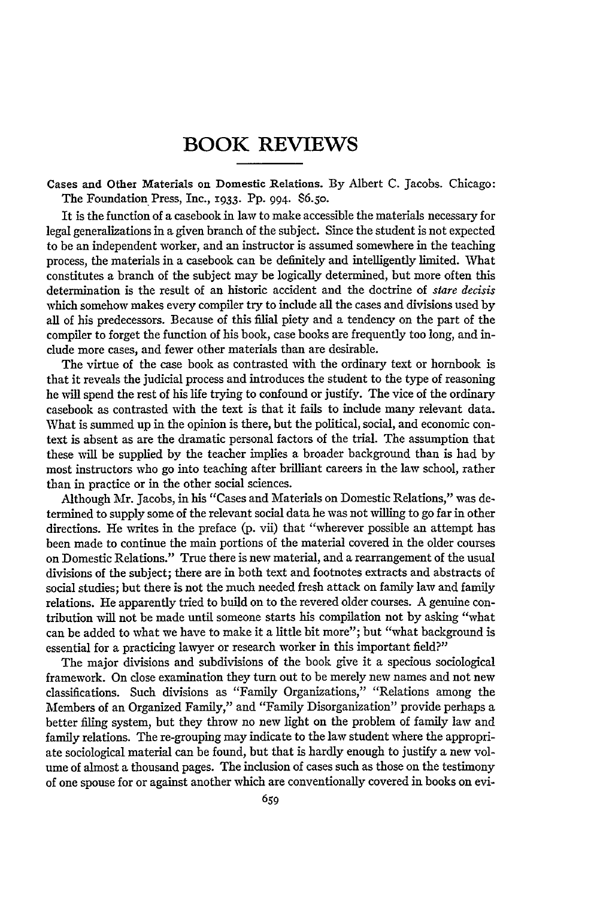# BOOK REVIEWS

**Cases and Other Materials on Domestic Relations.** By Albert C. Jacobs. Chicago: The Foundation Press, Inc., 1933. Pp. 994. $6.50.

It is the function of a casebook in law to make accessible the materials necessary for legal generalizations in a given branch of the subject. Since the student is not expected to be an independent worker, and an instructor is assumed somewhere in the teaching process, the materials in a casebook can be definitely and intelligently limited. What constitutes a branch of the subject may be logically determined, but more often this determination is the result of an historic accident and the doctrine of *stare decisis* which somehow makes every compiler try to include all the cases and divisions used by all of his predecessors. Because of this filial piety and a tendency on the part of the compiler to forget the function of his book, case books are frequently too long, and include more cases, and fewer other materials than are desirable.

The virtue of the case book as contrasted with the ordinary text or hornbook is that it reveals the judicial process and introduces the student to the type of reasoning he will spend the rest of his life trying to confound or justify. The vice of the ordinary casebook as contrasted with the text is that it fails to include many relevant data. What is summed up in the opinion is there, but the political, social, and economic context is absent as are the dramatic personal factors of the trial. The assumption that these will be supplied by the teacher implies a broader background than is had by most instructors who go into teaching after brilliant careers in the law school, rather than in practice or in the other social sciences.

Although Mr. Jacobs, in his "Cases and Materials on Domestic Relations," was determined to supply some of the relevant social data he was not willing to go far in other directions. He writes in the preface (p. vii) that "wherever possible an attempt has been made to continue the main portions of the material covered in the older courses on Domestic Relations." True there is new material, and a rearrangement of the usual divisions of the subject; there are in both text and footnotes extracts and abstracts of social studies; but there is not the much needed fresh attack on family law and family relations. He apparently tried to build on to the revered older courses. A genuine contribution will not be made until someone starts his compilation not by asking "what can be added to what we have to make it a little bit more"; but "what background is essential for a practicing lawyer or research worker in this important field?"

The major divisions and subdivisions of the book give it a specious sociological framework. On close examination they turn out to be merely new names and not new classifications. Such divisions as "Family Organizations," "Relations among the Members of an Organized Family," and "Family Disorganization" provide perhaps a better filing system, but they throw no new light on the problem of family law and family relations. The re-grouping may indicate to the law student where the appropriate sociological material can be found, but that is hardly enough to justify a new volume of almost a thousand pages. The inclusion of cases such as those on the testimony of one spouse for or against another which are conventionally covered in books on evi-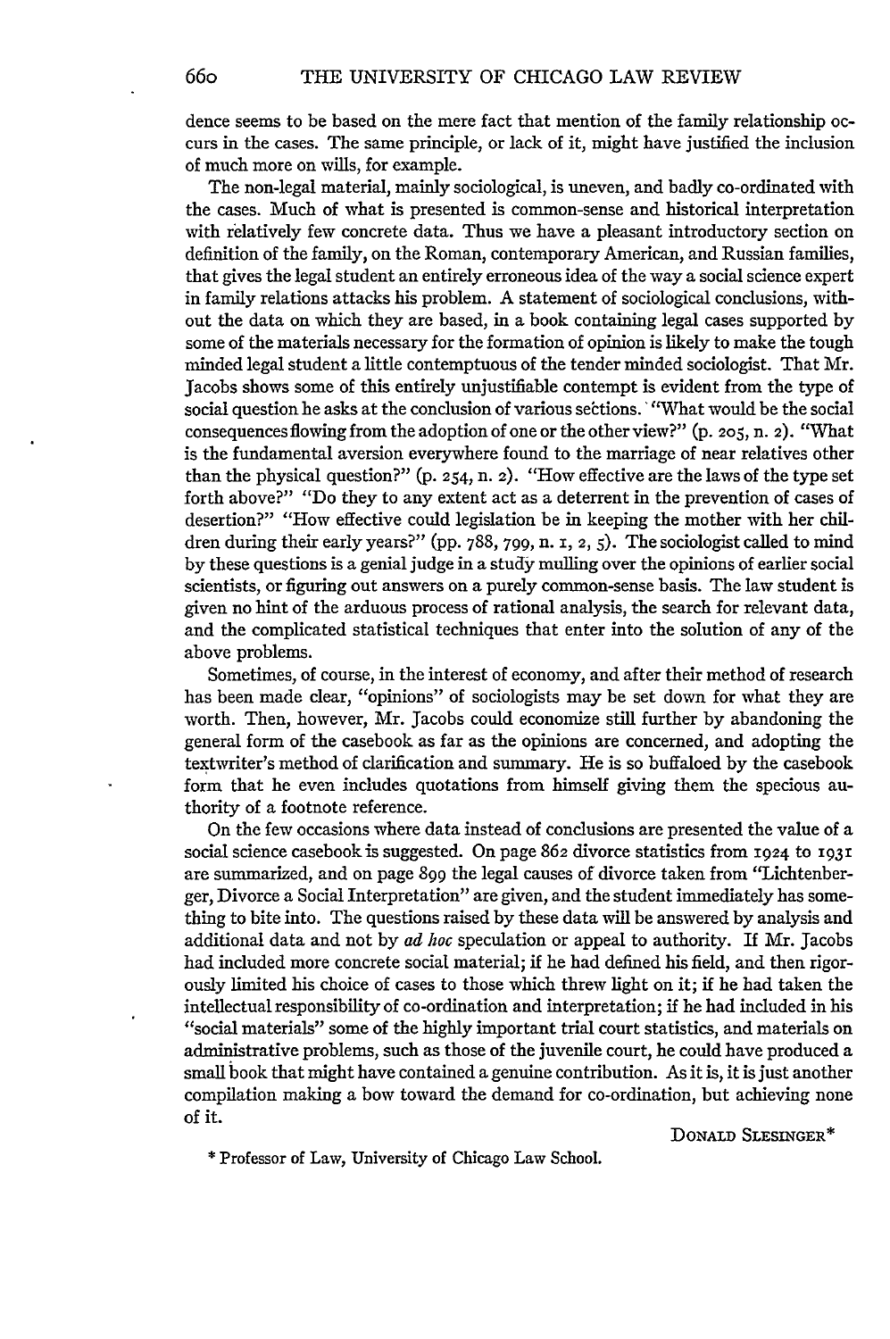dence seems to be based on the mere fact that mention of the family relationship occurs in the cases. The same principle, or lack of it, might have justified the inclusion of much more on wills, for example.

The non-legal material, mainly sociological, is uneven, and badly co-ordinated with the cases. Much of what is presented is common-sense and historical interpretation with relatively few concrete data. Thus we have a pleasant introductory section on definition of the family, on the Roman, contemporary American, and Russian families, that gives the legal student an entirely erroneous idea of the way a social science expert in family relations attacks his problem. A statement of sociological conclusions, without the data on which they are based, in a book containing legal cases supported by some of the materials necessary for the formation of opinion is likely to make the tough minded legal student a little contemptuous of the tender minded sociologist. That Mr. Jacobs shows some of this entirely unjustifiable contempt is evident from the type of social question he asks at the conclusion of various sections. "What would be the social consequences flowing from the adoption of one or the other view?" (p. 205, n. 2). "What is the fundamental aversion everywhere found to the marriage of near relatives other than the physical question?" (p. 254, n. 2). "How effective are the laws of the type set forth above?" "Do they to any extent act as a deterrent in the prevention of cases of desertion?" "How effective could legislation be in keeping the mother with her children during their early years?" (pp. 788, 799, n. 1, 2, 5). The sociologist called to mind by these questions is a genial judge in a study mulling over the opinions of earlier social scientists, or figuring out answers on a purely common-sense basis. The law student is given no hint of the arduous process of rational analysis, the search for relevant data, and the complicated statistical techniques that enter into the solution of any of the above problems.

Sometimes, of course, in the interest of economy, and after their method of research has been made clear, "opinions" of sociologists may be set down for what they are worth. Then, however, Mr. Jacobs could economize still further by abandoning the general form of the casebook as far as the opinions are concerned, and adopting the textwriter's method of clarification and summary. He is so buffaloed by the casebook form that he even includes quotations from himself giving them the specious authority of a footnote reference.

On the few occasions where data instead of conclusions are presented the value of a social science casebook is suggested. On page 862 divorce statistics from 1924 to 1931 are summarized, and on page 899 the legal causes of divorce taken from "Lichtenberger, Divorce a Social Interpretation" are given, and the student immediately has something to bite into. The questions raised by these data will be answered by analysis and additional data and not by *ad hoc* speculation or appeal to authority. If Mr. Jacobs had included more concrete social material; if he had defined his field, and then rigorously limited his choice of cases to those which threw light on it; if he had taken the intellectual responsibility of co-ordination and interpretation; if he had included in his "social materials" some of the highly important trial court statistics, and materials on administrative problems, such as those of the juvenile court, he could have produced a small book that might have contained a genuine contribution. As it is, it is just another compilation making a bow toward the demand for co-ordination, but achieving none of it.

DONALD SLESINGER*

\* Professor of Law, University of Chicago Law School.